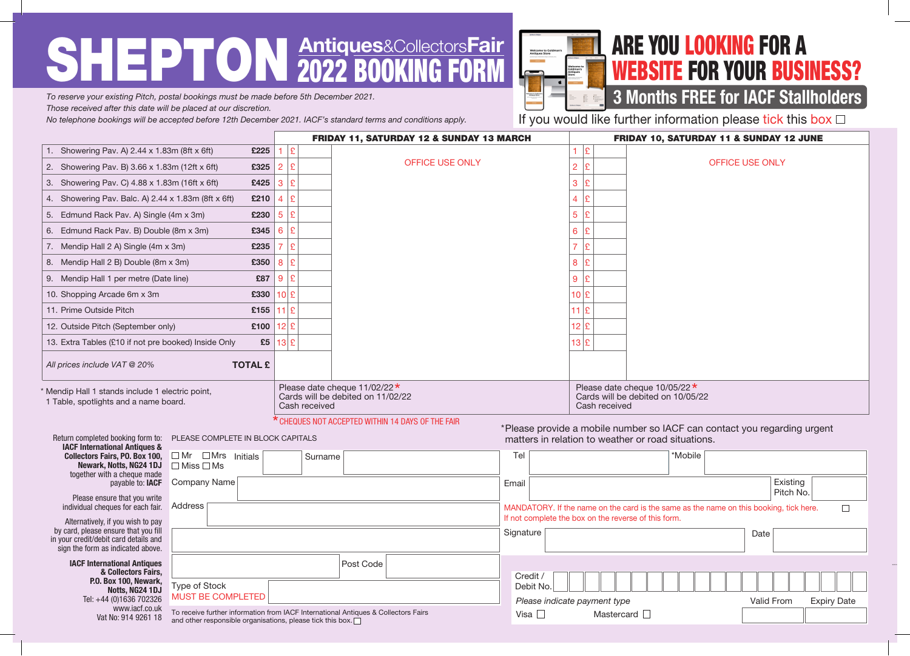# SHEPTON Antiques&CollectorsFair 2022 BOOKING FORM

*To reserve your existing Pitch, postal bookings must be made before 5th December 2021.*
*Those received after this date will be placed at our discretion.*
*No telephone bookings will be accepted before 12th December 2021. IACF's standard terms and conditions apply.*

## ARE YOU LOOKING FOR A WEBSITE FOR YOUR BUSINESS?

**3 Months FREE for IACF Stallholders**

If you would like further information please tick this box ☐

| | | FRIDAY 11, SATURDAY 12 & SUNDAY 13 MARCH | | | FRIDAY 10, SATURDAY 11 & SUNDAY 12 JUNE | | |
|---|---|---|---|---|---|---|---|
| 1. Showering Pav. A) 2.44 x 1.83m (8ft x 6ft) | £225 | 1 £ | | OFFICE USE ONLY | 1 £ | | OFFICE USE ONLY |
| 2. Showering Pav. B) 3.66 x 1.83m (12ft x 6ft) | £325 | 2 £ | | | 2 £ | | |
| 3. Showering Pav. C) 4.88 x 1.83m (16ft x 6ft) | £425 | 3 £ | | | 3 £ | | |
| 4. Showering Pav. Balc. A) 2.44 x 1.83m (8ft x 6ft) | £210 | 4 £ | | | 4 £ | | |
| 5. Edmund Rack Pav. A) Single (4m x 3m) | £230 | 5 £ | | | 5 £ | | |
| 6. Edmund Rack Pav. B) Double (8m x 3m) | £345 | 6 £ | | | 6 £ | | |
| 7. Mendip Hall 2 A) Single (4m x 3m) | £235 | 7 £ | | | 7 £ | | |
| 8. Mendip Hall 2 B) Double (8m x 3m) | £350 | 8 £ | | | 8 £ | | |
| 9. Mendip Hall 1 per metre (Date line) | £87 | 9 £ | | | 9 £ | | |
| 10. Shopping Arcade 6m x 3m | £330 | 10 £ | | | 10 £ | | |
| 11. Prime Outside Pitch | £155 | 11 £ | | | 11 £ | | |
| 12. Outside Pitch (September only) | £100 | 12 £ | | | 12 £ | | |
| 13. Extra Tables (£10 if not pre booked) Inside Only | £5 | 13 £ | | | 13 £ | | |
| *All prices include VAT @ 20%* | **TOTAL £** | | | | | | |
| * Mendip Hall 1 stands include 1 electric point, 1 Table, spotlights and a name board. | | Please date cheque 11/02/22* Cards will be debited on 11/02/22 Cash received | | | Please date cheque 10/05/22* Cards will be debited on 10/05/22 Cash received | | |

*CHEQUES NOT ACCEPTED WITHIN 14 DAYS OF THE FAIR

*Please provide a mobile number so IACF can contact you regarding urgent matters in relation to weather or road situations.

Return completed booking form to: **IACF International Antiques & Collectors Fairs, PO. Box 100, Newark, Notts, NG24 1DJ** together with a cheque made payable to: **IACF**

Please ensure that you write individual cheques for each fair.

Alternatively, if you wish to pay by card, please ensure that you fill in your credit/debit card details and sign the form as indicated above.

**IACF International Antiques & Collectors Fairs, P.O. Box 100, Newark, Notts, NG24 1DJ**
Tel: +44 (0)1636 702326
www.iacf.co.uk
Vat No: 914 9261 18

PLEASE COMPLETE IN BLOCK CAPITALS

☐ Mr ☐ Mrs ☐ Miss ☐ Ms Initials ________ Surname ________

Company Name ________

Address ________

Post Code ________

Type of Stock MUST BE COMPLETED ________

To receive further information from IACF International Antiques & Collectors Fairs and other responsible organisations, please tick this box. ☐

Tel ________ *Mobile ________

Email ________ Existing Pitch No. ________

MANDATORY. If the name on the card is the same as the name on this booking, tick here. ☐
If not complete the box on the reverse of this form.

Signature ________ Date ________

Credit / Debit No. ________

*Please indicate payment type*

Visa ☐ Mastercard ☐

Valid From ________ Expiry Date ________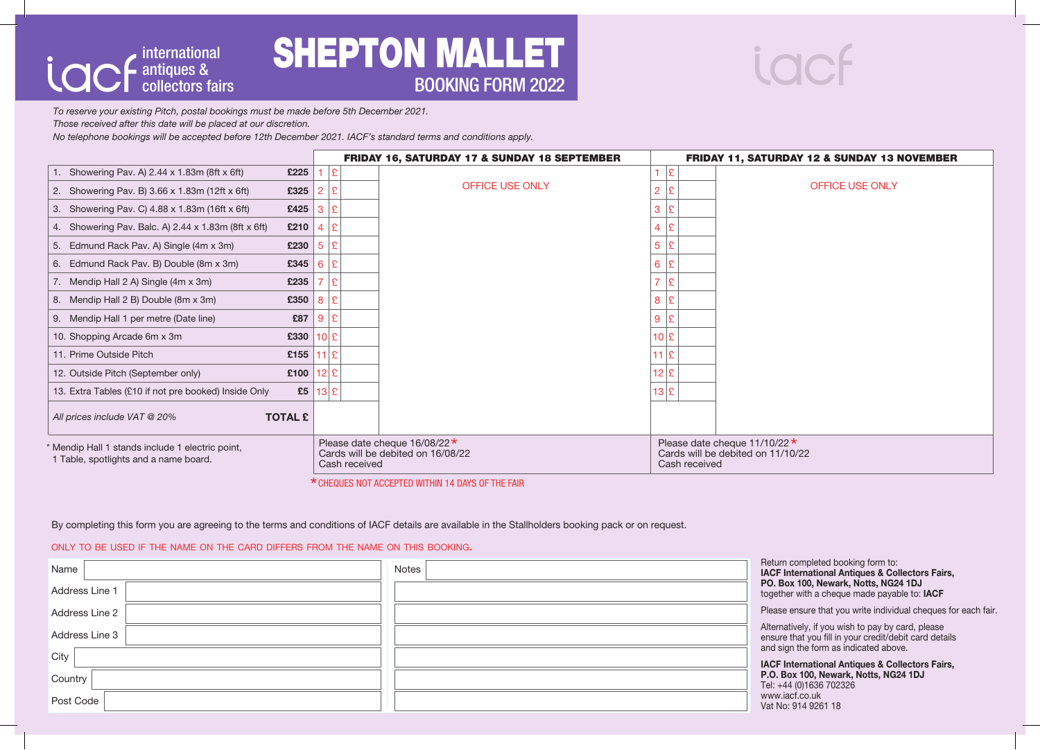international antiques & collectors fairs

# SHEPTON MALLET

## BOOKING FORM 2022

*To reserve your existing Pitch, postal bookings must be made before 5th December 2021.*
*Those received after this date will be placed at our discretion.*
*No telephone bookings will be accepted before 12th December 2021. IACF's standard terms and conditions apply.*

| | | FRIDAY 16, SATURDAY 17 & SUNDAY 18 SEPTEMBER | | | FRIDAY 11, SATURDAY 12 & SUNDAY 13 NOVEMBER | | |
|---|---|---|---|---|---|---|---|
| 1. Showering Pav. A) 2.44 x 1.83m (8ft x 6ft) | **£225** | 1 | £ | OFFICE USE ONLY | 1 | £ | OFFICE USE ONLY |
| 2. Showering Pav. B) 3.66 x 1.83m (12ft x 6ft) | **£325** | 2 | £ | | 2 | £ | |
| 3. Showering Pav. C) 4.88 x 1.83m (16ft x 6ft) | **£425** | 3 | £ | | 3 | £ | |
| 4. Showering Pav. Balc. A) 2.44 x 1.83m (8ft x 6ft) | **£210** | 4 | £ | | 4 | £ | |
| 5. Edmund Rack Pav. A) Single (4m x 3m) | **£230** | 5 | £ | | 5 | £ | |
| 6. Edmund Rack Pav. B) Double (8m x 3m) | **£345** | 6 | £ | | 6 | £ | |
| 7. Mendip Hall 2 A) Single (4m x 3m) | **£235** | 7 | £ | | 7 | £ | |
| 8. Mendip Hall 2 B) Double (8m x 3m) | **£350** | 8 | £ | | 8 | £ | |
| 9. Mendip Hall 1 per metre (Date line) | **£87** | 9 | £ | | 9 | £ | |
| 10. Shopping Arcade 6m x 3m | **£330** | 10 | £ | | 10 | £ | |
| 11. Prime Outside Pitch | **£155** | 11 | £ | | 11 | £ | |
| 12. Outside Pitch (September only) | **£100** | 12 | £ | | 12 | £ | |
| 13. Extra Tables (£10 if not pre booked) Inside Only | **£5** | 13 | £ | | 13 | £ | |
| *All prices include VAT @ 20%* | **TOTAL £** | | | | | | |
| * Mendip Hall 1 stands include 1 electric point, 1 Table, spotlights and a name board. | | Please date cheque 16/08/22* Cards will be debited on 16/08/22 Cash received | | | Please date cheque 11/10/22* Cards will be debited on 11/10/22 Cash received | | |

*CHEQUES NOT ACCEPTED WITHIN 14 DAYS OF THE FAIR

By completing this form you are agreeing to the terms and conditions of IACF details are available in the Stallholders booking pack or on request.

ONLY TO BE USED IF THE NAME ON THE CARD DIFFERS FROM THE NAME ON THIS BOOKING.

Name

Address Line 1

Address Line 2

Address Line 3

City

Country

Post Code

Notes

Return completed booking form to:
**IACF International Antiques & Collectors Fairs,**
**PO. Box 100, Newark, Notts, NG24 1DJ**
together with a cheque made payable to: **IACF**

Please ensure that you write individual cheques for each fair.

Alternatively, if you wish to pay by card, please ensure that you fill in your credit/debit card details and sign the form as indicated above.

**IACF International Antiques & Collectors Fairs,**
**P.O. Box 100, Newark, Notts, NG24 1DJ**
Tel: +44 (0)1636 702326
www.iacf.co.uk
Vat No: 914 9261 18